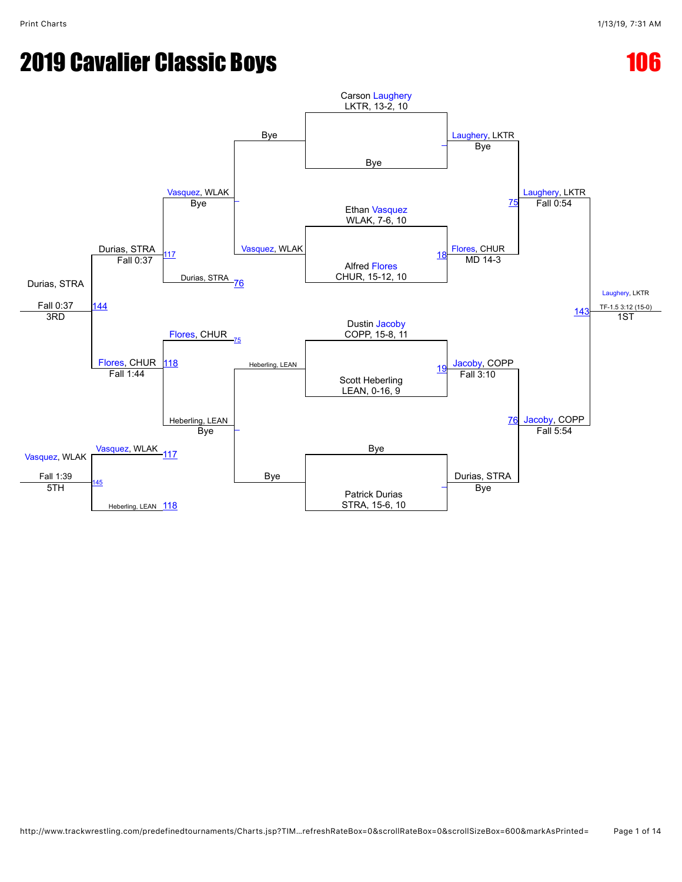# 2019 Cavalier Classic Boys

## 106

### Championship Bracket

**Seeds / Wrestlers**

- Carson Laughery, LKTR, 13-2, 10
- Bye
- Ethan Vasquez, WLAK, 7-6, 10
- Alfred Flores, CHUR, 15-12, 10
- Dustin Jacoby, COPP, 15-8, 11
- Scott Heberling, LEAN, 0-16, 9
- Bye
- Patrick Durias, STRA, 15-6, 10

**First Round**

- Laughery, LKTR — Bye
- Match 18: Flores, CHUR — MD 14-3 (over Vasquez)
- Match 19: Jacoby, COPP — Fall 3:10 (over Heberling)
- Durias, STRA — Bye

**Semifinals**

- Match 75: Laughery, LKTR — Fall 0:54 (over Flores)
- Match 76: Jacoby, COPP — Fall 5:54 (over Durias)

**Final**

- Match 143: Laughery, LKTR — TF-1.5 3:12 (15-0) — **1ST**

### Consolation Bracket

**Consolation Round 1**

- Bye vs. Vasquez, WLAK → Vasquez, WLAK
- Heberling, LEAN vs. Bye → Heberling, LEAN — Bye

**Consolation Round 2**

- Match 76 loser: Durias, STRA vs. Vasquez, WLAK → Match 117: Durias, STRA — Fall 0:37
- Match 75 loser: Flores, CHUR vs. Heberling, LEAN → Match 118: Flores, CHUR — Fall 1:44

**3rd Place**

- Match 144: Durias, STRA — Fall 0:37 — **3RD**

**5th Place**

- Match 145: Vasquez, WLAK (L117) vs. Heberling, LEAN (L118) → Vasquez, WLAK — Fall 1:39 — **5TH**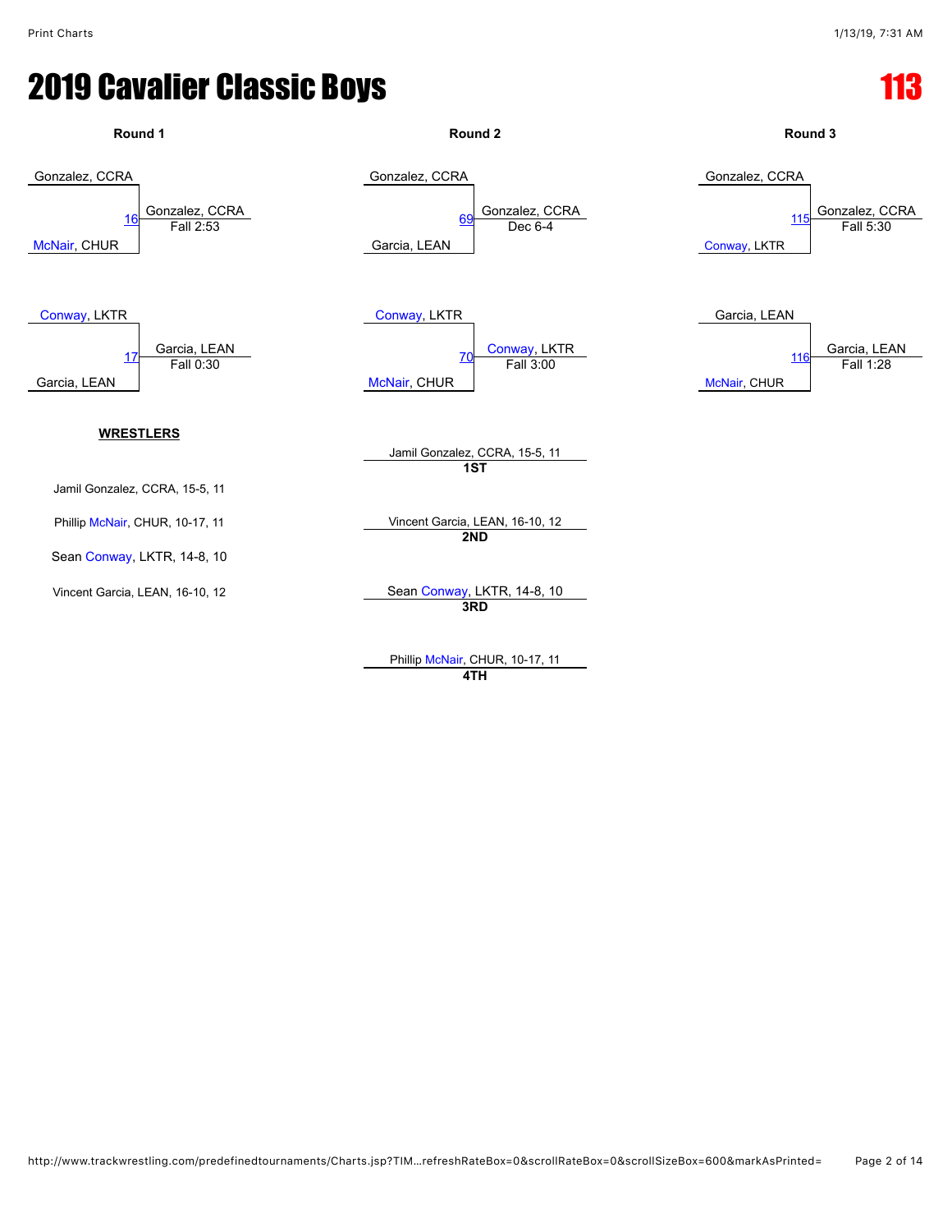# 2019 Cavalier Classic Boys

# 113

## Round 1

| Bout | Wrestler 1 | Wrestler 2 | Winner | Result |
|---|---|---|---|---|
| 16 | Gonzalez, CCRA | McNair, CHUR | Gonzalez, CCRA | Fall 2:53 |
| 17 | Conway, LKTR | Garcia, LEAN | Garcia, LEAN | Fall 0:30 |

## Round 2

| Bout | Wrestler 1 | Wrestler 2 | Winner | Result |
|---|---|---|---|---|
| 69 | Gonzalez, CCRA | Garcia, LEAN | Gonzalez, CCRA | Dec 6-4 |
| 70 | Conway, LKTR | McNair, CHUR | Conway, LKTR | Fall 3:00 |

## Round 3

| Bout | Wrestler 1 | Wrestler 2 | Winner | Result |
|---|---|---|---|---|
| 115 | Gonzalez, CCRA | Conway, LKTR | Gonzalez, CCRA | Fall 5:30 |
| 116 | Garcia, LEAN | McNair, CHUR | Garcia, LEAN | Fall 1:28 |

### WRESTLERS

- Jamil Gonzalez, CCRA, 15-5, 11
- Phillip McNair, CHUR, 10-17, 11
- Sean Conway, LKTR, 14-8, 10
- Vincent Garcia, LEAN, 16-10, 12

### Placements

**1ST**: Jamil Gonzalez, CCRA, 15-5, 11

**2ND**: Vincent Garcia, LEAN, 16-10, 12

**3RD**: Sean Conway, LKTR, 14-8, 10

**4TH**: Phillip McNair, CHUR, 10-17, 11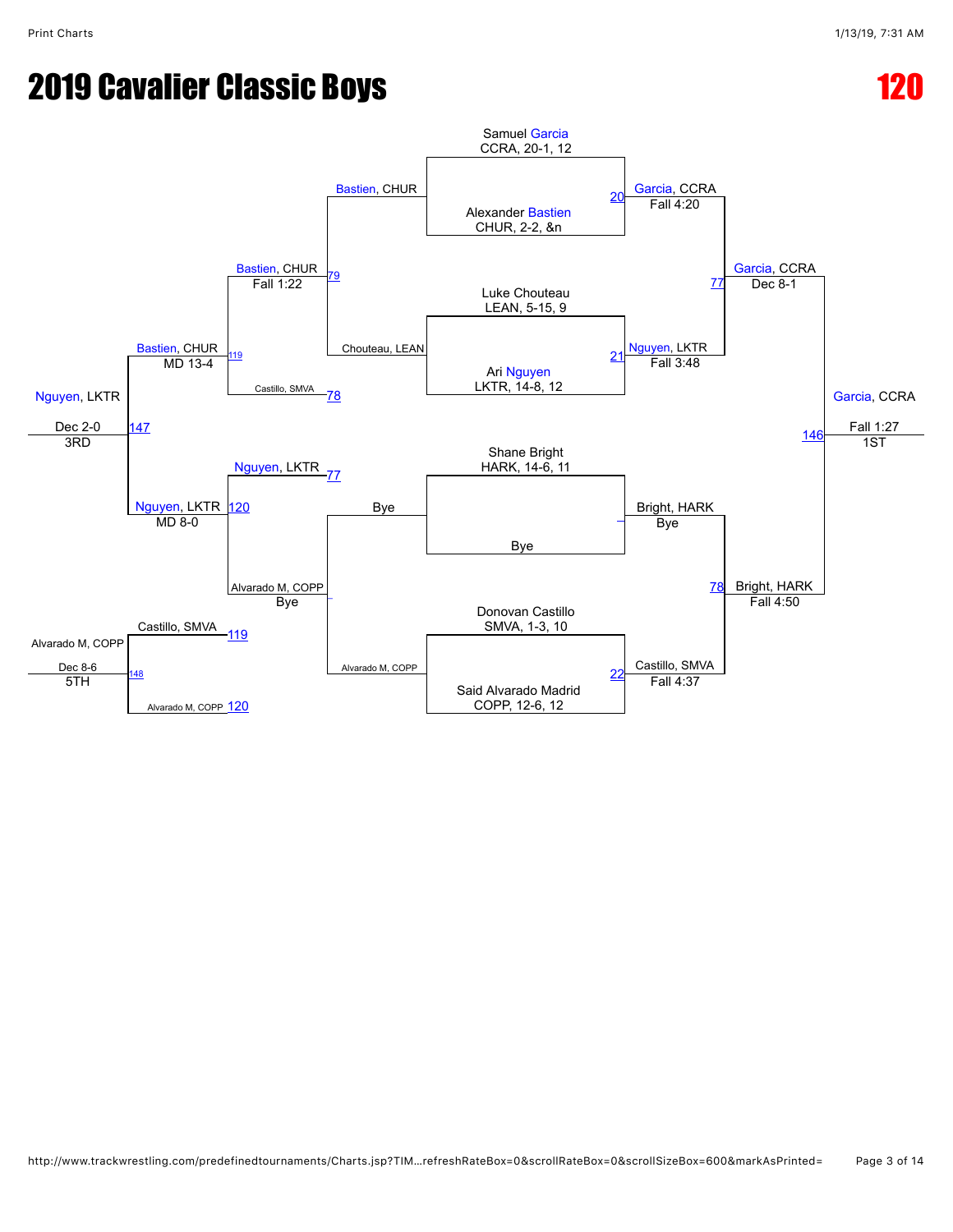# 2019 Cavalier Classic Boys

# 120

## Championship Bracket

**First Round**

- Samuel Garcia, CCRA, 20-1, 12 vs. Alexander Bastien, CHUR, 2-2, &n — Match 20 — Garcia, CCRA, Fall 4:20
- Luke Chouteau, LEAN, 5-15, 9 vs. Ari Nguyen, LKTR, 14-8, 12 — Match 21 — Nguyen, LKTR, Fall 3:48
- Shane Bright, HARK, 14-6, 11 vs. Bye — Bright, HARK, Bye
- Donovan Castillo, SMVA, 1-3, 10 vs. Said Alvarado Madrid, COPP, 12-6, 12 — Match 22 — Castillo, SMVA, Fall 4:37

**Semifinals**

- Garcia, CCRA vs. Nguyen, LKTR — Match 77 — Garcia, CCRA, Dec 8-1
- Bright, HARK vs. Castillo, SMVA — Match 78 — Bright, HARK, Fall 4:50

**Final**

- Garcia, CCRA vs. Bright, HARK — Match 146 — Garcia, CCRA, Fall 1:27 — 1ST

## Consolation Bracket

**Consolation Round 1**

- Bastien, CHUR vs. Chouteau, LEAN — Match 79 — Bastien, CHUR, Fall 1:22
- Bye vs. Alvarado M, COPP — Alvarado M, COPP, Bye

**Consolation Semifinals**

- Bastien, CHUR vs. Castillo, SMVA (78) — Match 119 — Bastien, CHUR, MD 13-4
- Nguyen, LKTR (77) vs. Alvarado M, COPP — Match 120 — Nguyen, LKTR, MD 8-0

**3rd Place**

- Bastien, CHUR vs. Nguyen, LKTR — Match 147 — Nguyen, LKTR, Dec 2-0 — 3RD

**5th Place**

- Castillo, SMVA (119) vs. Alvarado M, COPP (120) — Match 148 — Alvarado M, COPP, Dec 8-6 — 5TH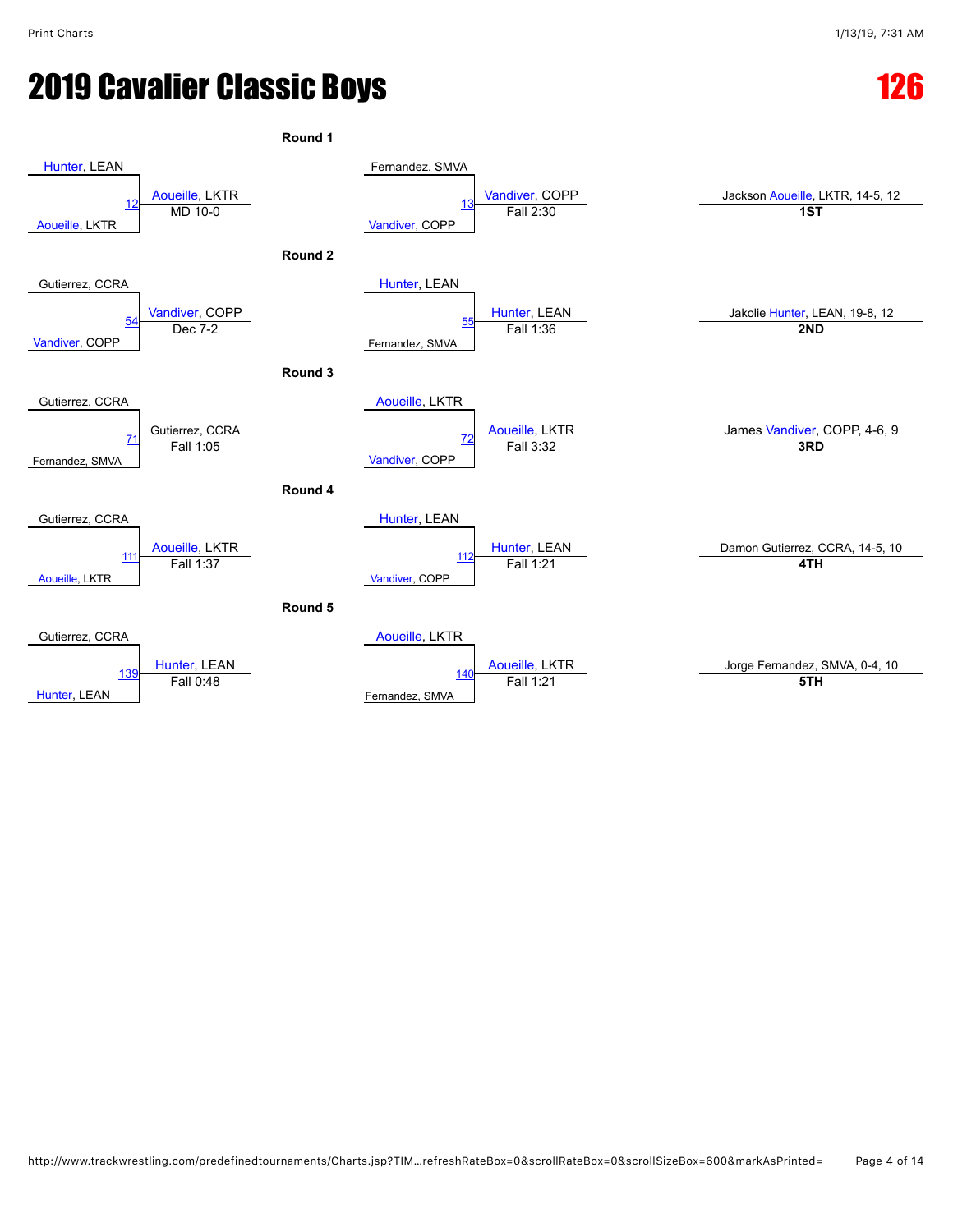# 2019 Cavalier Classic Boys

## 126

### Round 1

| Match | Wrestler 1 | Wrestler 2 | Winner | Result |
|---|---|---|---|---|
| 12 | Hunter, LEAN | Aoueille, LKTR | Aoueille, LKTR | MD 10-0 |
| 13 | Fernandez, SMVA | Vandiver, COPP | Vandiver, COPP | Fall 2:30 |

### Round 2

| Match | Wrestler 1 | Wrestler 2 | Winner | Result |
|---|---|---|---|---|
| 54 | Gutierrez, CCRA | Vandiver, COPP | Vandiver, COPP | Dec 7-2 |
| 55 | Hunter, LEAN | Fernandez, SMVA | Hunter, LEAN | Fall 1:36 |

### Round 3

| Match | Wrestler 1 | Wrestler 2 | Winner | Result |
|---|---|---|---|---|
| 71 | Gutierrez, CCRA | Fernandez, SMVA | Gutierrez, CCRA | Fall 1:05 |
| 72 | Aoueille, LKTR | Vandiver, COPP | Aoueille, LKTR | Fall 3:32 |

### Round 4

| Match | Wrestler 1 | Wrestler 2 | Winner | Result |
|---|---|---|---|---|
| 111 | Gutierrez, CCRA | Aoueille, LKTR | Aoueille, LKTR | Fall 1:37 |
| 112 | Hunter, LEAN | Vandiver, COPP | Hunter, LEAN | Fall 1:21 |

### Round 5

| Match | Wrestler 1 | Wrestler 2 | Winner | Result |
|---|---|---|---|---|
| 139 | Gutierrez, CCRA | Hunter, LEAN | Hunter, LEAN | Fall 0:48 |
| 140 | Aoueille, LKTR | Fernandez, SMVA | Aoueille, LKTR | Fall 1:21 |

### Placings

| Place | Wrestler |
|---|---|
| 1ST | Jackson Aoueille, LKTR, 14-5, 12 |
| 2ND | Jakolie Hunter, LEAN, 19-8, 12 |
| 3RD | James Vandiver, COPP, 4-6, 9 |
| 4TH | Damon Gutierrez, CCRA, 14-5, 10 |
| 5TH | Jorge Fernandez, SMVA, 0-4, 10 |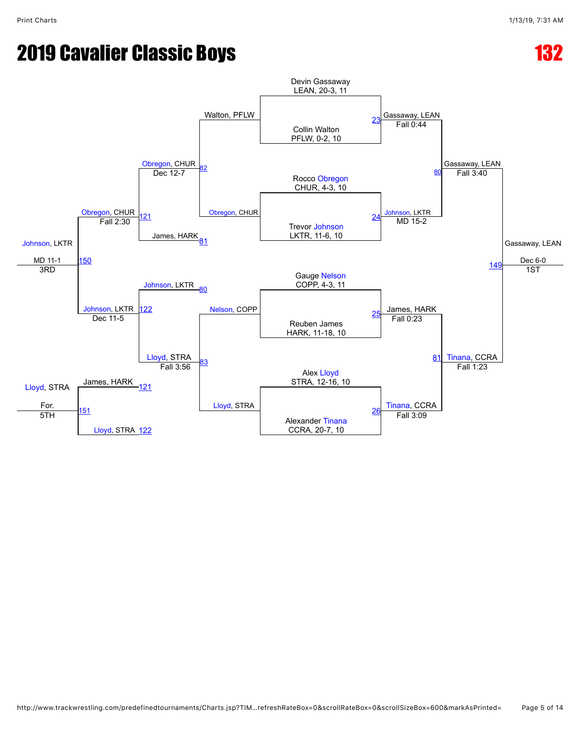# 2019 Cavalier Classic Boys

# 132

## Championship Bracket

**First Round**

- Match 23: Devin Gassaway, LEAN, 20-3, 11 vs. Collin Walton, PFLW, 0-2, 10 — Gassaway, LEAN, Fall 0:44
- Match 24: Rocco Obregon, CHUR, 4-3, 10 vs. Trevor Johnson, LKTR, 11-6, 10 — Johnson, LKTR, MD 15-2
- Match 25: Gauge Nelson, COPP, 4-3, 11 vs. Reuben James, HARK, 11-18, 10 — James, HARK, Fall 0:23
- Match 26: Alex Lloyd, STRA, 12-16, 10 vs. Alexander Tinana, CCRA, 20-7, 10 — Tinana, CCRA, Fall 3:09

**Semifinals**

- Match 80: Gassaway, LEAN vs. Johnson, LKTR — Gassaway, LEAN, Fall 3:40
- Match 81: James, HARK vs. Tinana, CCRA — Tinana, CCRA, Fall 1:23

**Final**

- Match 149: Gassaway, LEAN vs. Tinana, CCRA — Gassaway, LEAN, Dec 6-0, 1ST

## Consolation Bracket

**Consolation Round 1**

- Match 82: Walton, PFLW vs. Obregon, CHUR — Obregon, CHUR, Dec 12-7
- Match 83: Nelson, COPP vs. Lloyd, STRA — Lloyd, STRA, Fall 3:56

**Consolation Semifinals**

- Match 121: Obregon, CHUR vs. James, HARK (loser 81) — Obregon, CHUR, Fall 2:30
- Match 122: Johnson, LKTR (loser 80) vs. Lloyd, STRA — Johnson, LKTR, Dec 11-5

**3rd Place**

- Match 150: Obregon, CHUR vs. Johnson, LKTR — Johnson, LKTR, MD 11-1, 3RD

**5th Place**

- Match 151: James, HARK (loser 121) vs. Lloyd, STRA (loser 122) — Lloyd, STRA, For., 5TH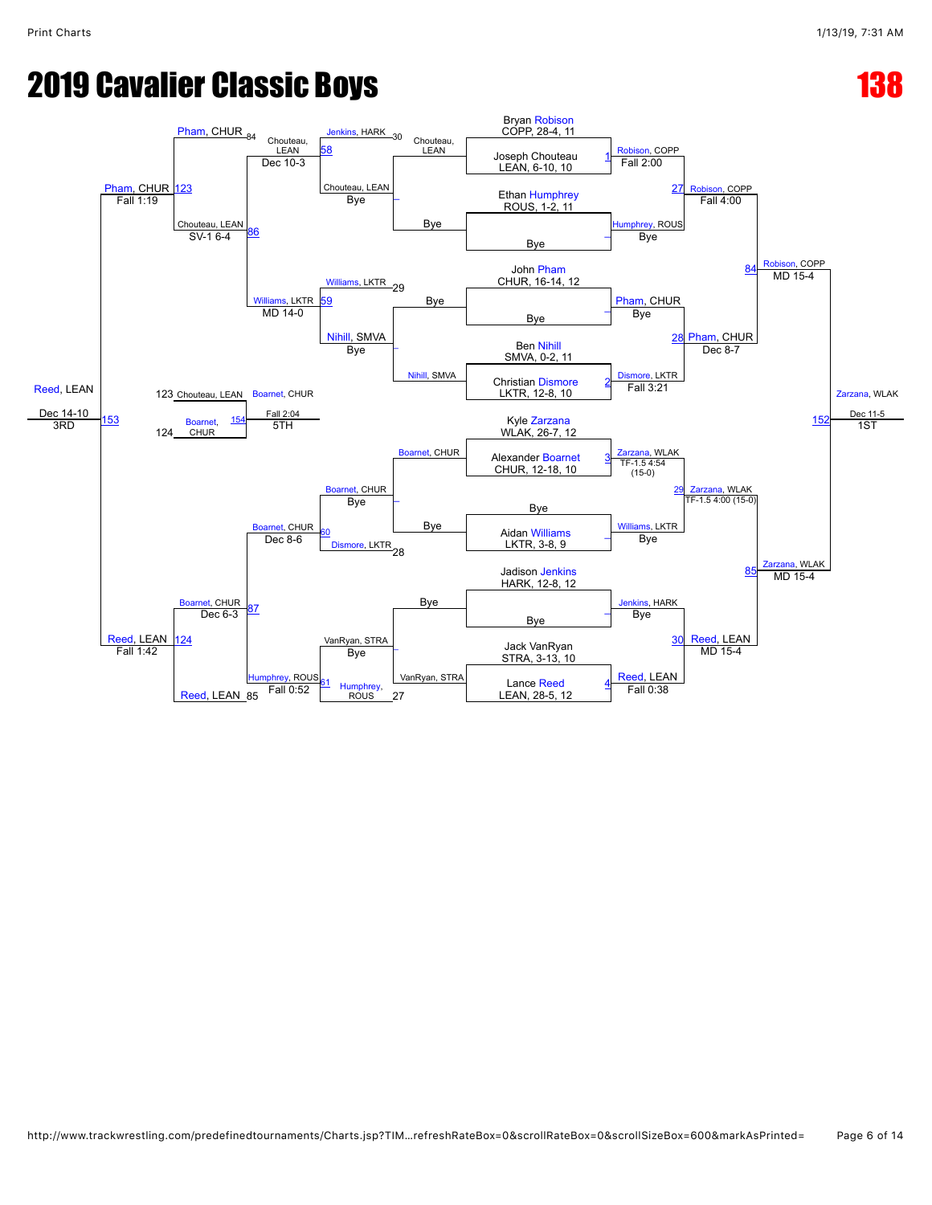# 2019 Cavalier Classic Boys

# 138

## Championship Bracket

| Bout | Wrestler 1 | Wrestler 2 | Winner | Result |
|---|---|---|---|---|
| 1 | Bryan Robison, COPP, 28-4, 11 | Joseph Chouteau, LEAN, 6-10, 10 | Robison, COPP | Fall 2:00 |
| – | Ethan Humphrey, ROUS, 1-2, 11 | Bye | Humphrey, ROUS | Bye |
| – | John Pham, CHUR, 16-14, 12 | Bye | Pham, CHUR | Bye |
| 2 | Ben Nihill, SMVA, 0-2, 11 | Christian Dismore, LKTR, 12-8, 10 | Dismore, LKTR | Fall 3:21 |
| 3 | Kyle Zarzana, WLAK, 26-7, 12 | Alexander Boarnet, CHUR, 12-18, 10 | Zarzana, WLAK | TF-1.5 4:54 (15-0) |
| – | Bye | Aidan Williams, LKTR, 3-8, 9 | Williams, LKTR | Bye |
| – | Jadison Jenkins, HARK, 12-8, 12 | Bye | Jenkins, HARK | Bye |
| 4 | Jack VanRyan, STRA, 3-13, 10 | Lance Reed, LEAN, 28-5, 12 | Reed, LEAN | Fall 0:38 |
| 27 | Robison, COPP | Humphrey, ROUS | Robison, COPP | Fall 4:00 |
| 28 | Pham, CHUR | Dismore, LKTR | Pham, CHUR | Dec 8-7 |
| 29 | Zarzana, WLAK | Williams, LKTR | Zarzana, WLAK | TF-1.5 4:00 (15-0) |
| 30 | Jenkins, HARK | Reed, LEAN | Reed, LEAN | MD 15-4 |
| 84 | Robison, COPP | Pham, CHUR | Robison, COPP | MD 15-4 |
| 85 | Zarzana, WLAK | Reed, LEAN | Zarzana, WLAK | MD 15-4 |
| 152 | Robison, COPP | Zarzana, WLAK | Zarzana, WLAK | Dec 11-5 (1ST) |

## Consolation Bracket

| Bout | Wrestler 1 | Wrestler 2 | Winner | Result |
|---|---|---|---|---|
| – | Chouteau, LEAN | Bye | Chouteau, LEAN | Bye |
| – | Nihill, SMVA | Bye | Nihill, SMVA | Bye |
| – | Boarnet, CHUR | Bye | Boarnet, CHUR | Bye |
| – | VanRyan, STRA | Bye | VanRyan, STRA | Bye |
| 58 | Jenkins, HARK | Chouteau, LEAN | Chouteau, LEAN | Dec 10-3 |
| 59 | Williams, LKTR | Nihill, SMVA | Williams, LKTR | MD 14-0 |
| 60 | Boarnet, CHUR | Dismore, LKTR | Boarnet, CHUR | Dec 8-6 |
| 61 | VanRyan, STRA | Humphrey, ROUS | Humphrey, ROUS | Fall 0:52 |
| 86 | Pham, CHUR | Chouteau, LEAN (vs Williams, LKTR) | Chouteau, LEAN | SV-1 6-4 |
| 87 | Boarnet, CHUR (vs Humphrey, ROUS) | Reed, LEAN | Boarnet, CHUR | Dec 6-3 |
| 123 | Pham, CHUR | Chouteau, LEAN | Pham, CHUR | Fall 1:19 |
| 124 | Boarnet, CHUR | Reed, LEAN | Reed, LEAN | Fall 1:42 |
| 153 | Pham, CHUR | Reed, LEAN | Reed, LEAN | Dec 14-10 (3RD) |
| 154 | Chouteau, LEAN | Boarnet, CHUR | Boarnet, CHUR | Fall 2:04 (5TH) |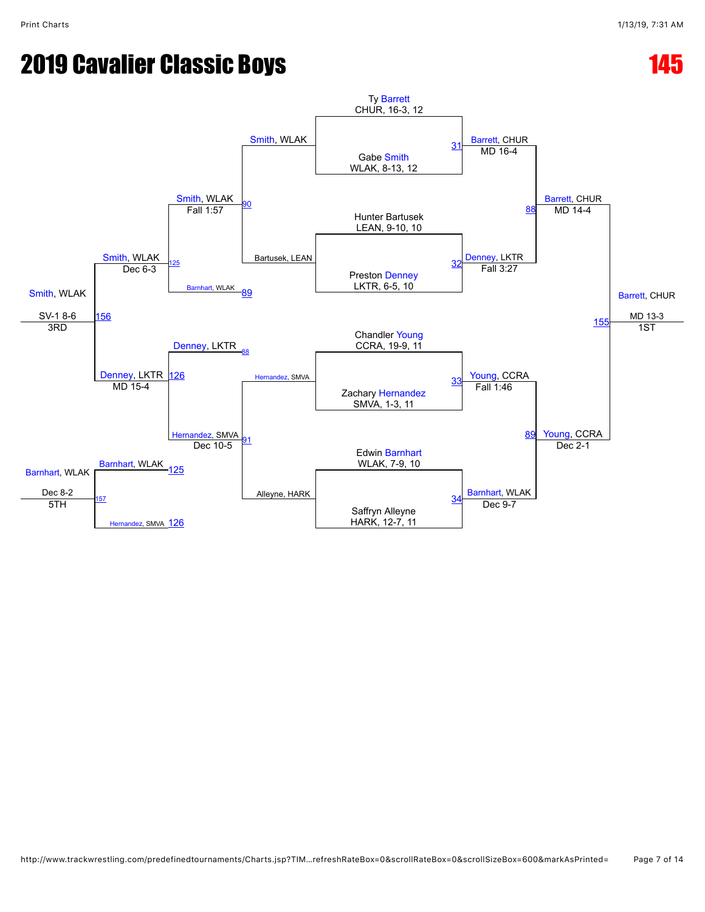# 2019 Cavalier Classic Boys

# 145

**Championship Bracket**

Ty Barrett, CHUR, 16-3, 12
Gabe Smith, WLAK, 8-13, 12
Hunter Bartusek, LEAN, 9-10, 10
Preston Denney, LKTR, 6-5, 10
Chandler Young, CCRA, 19-9, 11
Zachary Hernandez, SMVA, 1-3, 11
Edwin Barnhart, WLAK, 7-9, 10
Saffryn Alleyne, HARK, 12-7, 11

| Match | Winner | Result |
|---|---|---|
| 31 | Barrett, CHUR | MD 16-4 |
| 32 | Denney, LKTR | Fall 3:27 |
| 33 | Young, CCRA | Fall 1:46 |
| 34 | Barnhart, WLAK | Dec 9-7 |
| 88 | Barrett, CHUR | MD 14-4 |
| 89 | Young, CCRA | Dec 2-1 |
| 155 | Barrett, CHUR (1ST) | MD 13-3 |

**Consolation Bracket**

| Match | Wrestlers | Winner | Result |
|---|---|---|---|
| 90 | Smith, WLAK vs Bartusek, LEAN | Smith, WLAK | |
| 91 | Hernandez, SMVA vs Alleyne, HARK | Hernandez, SMVA | |
| 125 | Smith, WLAK vs Barnhart, WLAK | Smith, WLAK | Fall 1:57 |
| 126 | Denney, LKTR vs Hernandez, SMVA | Hernandez, SMVA | Dec 10-5 |
| 156 | Smith, WLAK vs Denney, LKTR | Smith, WLAK (3RD) | SV-1 8-6 |
| 157 | Barnhart, WLAK vs Hernandez, SMVA | Barnhart, WLAK (5TH) | Dec 8-2 |

Semifinal consolation results: Smith, WLAK — Dec 6-3; Denney, LKTR — MD 15-4.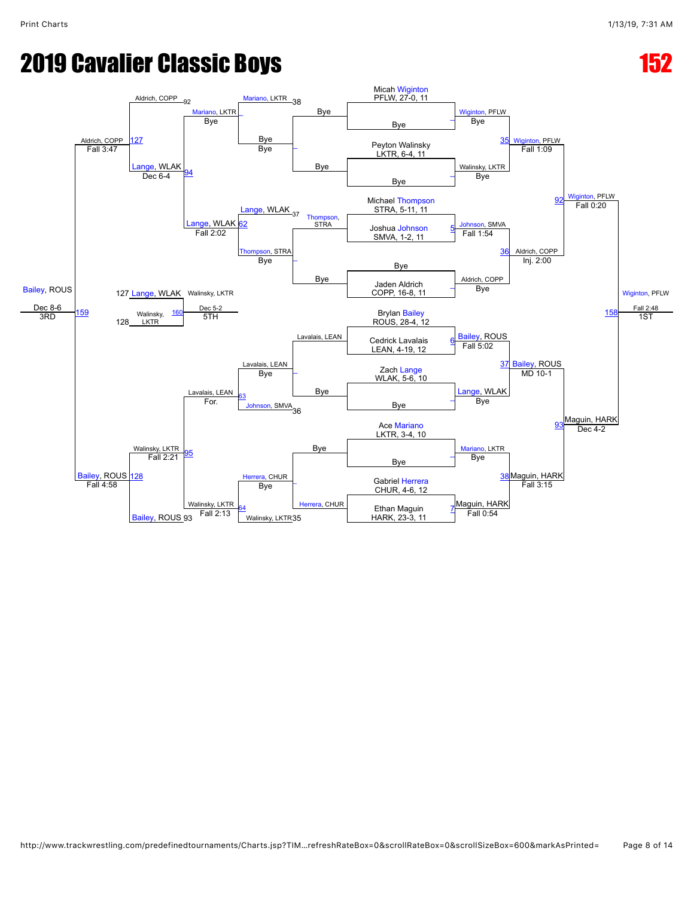# 2019 Cavalier Classic Boys

**152**

## Championship Bracket

| Wrestler | Team, Record, Grade |
| --- | --- |
| Micah Wiginton | PFLW, 27-0, 11 |
| Bye | |
| Peyton Walinsky | LKTR, 6-4, 11 |
| Bye | |
| Michael Thompson | STRA, 5-11, 11 |
| Joshua Johnson | SMVA, 1-2, 11 |
| Bye | |
| Jaden Aldrich | COPP, 16-8, 11 |
| Brylan Bailey | ROUS, 28-4, 12 |
| Cedrick Lavalais | LEAN, 4-19, 12 |
| Zach Lange | WLAK, 5-6, 10 |
| Bye | |
| Ace Mariano | LKTR, 3-4, 10 |
| Bye | |
| Gabriel Herrera | CHUR, 4-6, 12 |
| Ethan Maguin | HARK, 23-3, 11 |

### Championship Round 1

- Wiginton, PFLW — Bye
- Walinsky, LKTR — Bye
- Match 5: Johnson, SMVA — Fall 1:54
- Aldrich, COPP — Bye
- Match 6: Bailey, ROUS — Fall 5:02
- Lange, WLAK — Bye
- Mariano, LKTR — Bye
- Match 7: Maguin, HARK — Fall 0:54

### Quarterfinals

- Match 35: Wiginton, PFLW — Fall 1:09
- Match 36: Aldrich, COPP — Inj. 2:00
- Match 37: Bailey, ROUS — MD 10-1
- Match 38: Maguin, HARK — Fall 3:15

### Semifinals

- Match 92: Wiginton, PFLW — Fall 0:20
- Match 93: Maguin, HARK — Dec 4-2

### Final (1st)

- Match 158: Wiginton, PFLW — Fall 2:48 — 1ST

## Consolation Bracket

### Consolation Round 1

- Bye / Bye
- Thompson, STRA — Bye
- Lavalais, LEAN — Bye
- Herrera, CHUR — Bye

### Consolation Round 2

- Mariano, LKTR (loser of 38) — Bye vs. Bye
- Lange, WLAK (loser of 37) vs. Thompson, STRA — Bye
- Lavalais, LEAN — Bye vs. Johnson, SMVA (loser of 36)
- Herrera, CHUR — Bye vs. Walinsky, LKTR (loser of 35)

### Consolation Round 3

- Mariano, LKTR — Bye
- Match 62: Lange, WLAK — Fall 2:02
- Match 63: Lavalais, LEAN — For.
- Match 64: Walinsky, LKTR — Fall 2:13

### Consolation Round 4

- Aldrich, COPP (loser of 92) vs. Mariano, LKTR
- Match 94: Lange, WLAK — Dec 6-4
- Walinsky, LKTR vs. Lavalais, LEAN
- Match 95: Walinsky, LKTR — Fall 2:21
- Bailey, ROUS (loser of 93)

### Consolation Semifinals

- Match 127: Aldrich, COPP — Fall 3:47
- Match 128: Bailey, ROUS — Fall 4:58

### 3rd Place

- Match 159: Bailey, ROUS — Dec 8-6 — 3RD

### 5th Place

- Lange, WLAK (loser of 127) vs. Walinsky, LKTR (loser of 128)
- Match 160: Walinsky, LKTR — Dec 5-2 — 5TH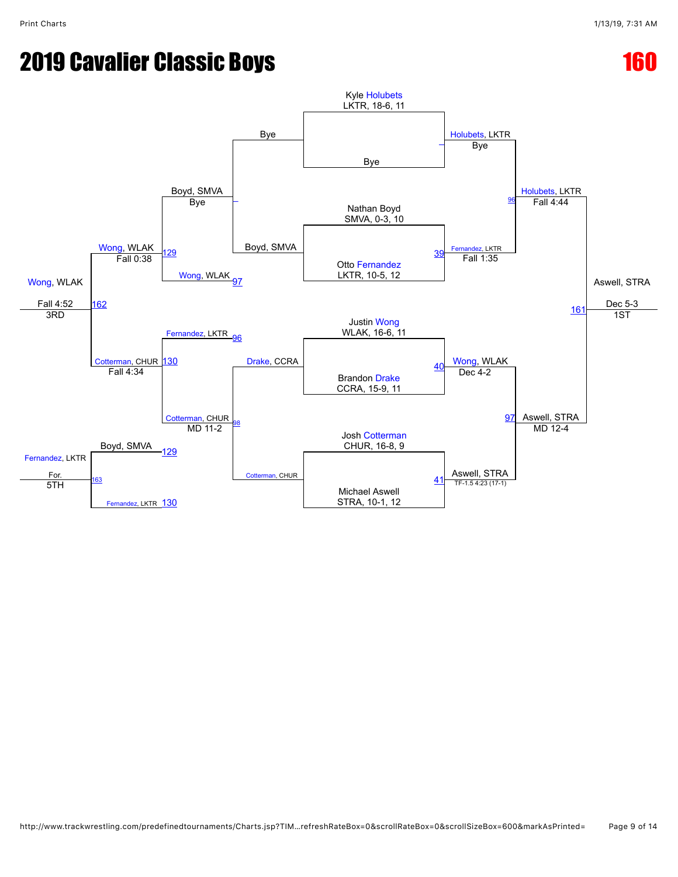# 2019 Cavalier Classic Boys

# 160

**Championship Bracket**

Kyle Holubets LKTR, 18-6, 11
Bye
Holubets, LKTR — Bye

Nathan Boyd SMVA, 0-3, 10
Otto Fernandez LKTR, 10-5, 12
39 — Fernandez, LKTR — Fall 1:35

96 — Holubets, LKTR — Fall 4:44

Justin Wong WLAK, 16-6, 11
Brandon Drake CCRA, 15-9, 11
40 — Wong, WLAK — Dec 4-2

Josh Cotterman CHUR, 16-8, 9
Michael Aswell STRA, 10-1, 12
41 — Aswell, STRA — TF-1.5 4:23 (17-1)

97 — Aswell, STRA — MD 12-4

161 — Aswell, STRA — Dec 5-3 — 1ST

**Consolation Bracket**

Bye
Boyd, SMVA
Boyd, SMVA — Bye

Wong, WLAK 97
129 — Wong, WLAK — Fall 0:38

Fernandez, LKTR 96
Drake, CCRA
Cotterman, CHUR 98
Cotterman, CHUR — MD 11-2

130 — Cotterman, CHUR — Fall 4:34

162 — Wong, WLAK — Fall 4:52 — 3RD

Boyd, SMVA 129
Fernandez, LKTR 130
163 — Fernandez, LKTR — For. — 5TH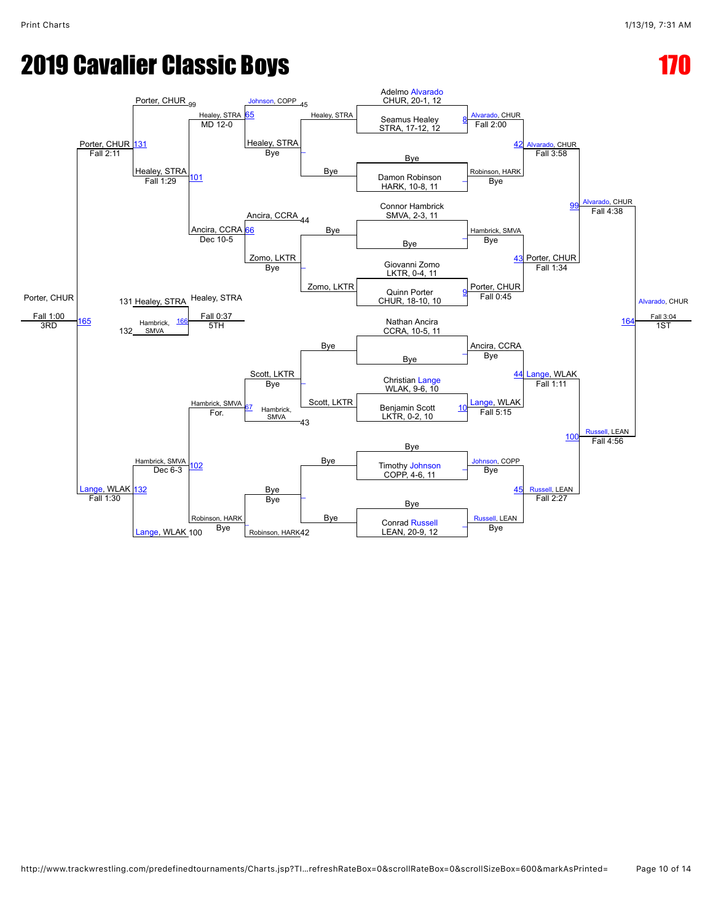# 2019 Cavalier Classic Boys

# 170

## Championship Bracket

### Round 1

| Match | Wrestler | Opponent | Winner | Result |
|---|---|---|---|---|
| 8 | Adelmo Alvarado, CHUR, 20-1, 12 | Seamus Healey, STRA, 17-12, 12 | Alvarado, CHUR | Fall 2:00 |
| – | Bye | Damon Robinson, HARK, 10-8, 11 | Robinson, HARK | Bye |
| – | Connor Hambrick, SMVA, 2-3, 11 | Bye | Hambrick, SMVA | Bye |
| 9 | Giovanni Zomo, LKTR, 0-4, 11 | Quinn Porter, CHUR, 18-10, 10 | Porter, CHUR | Fall 0:45 |
| – | Nathan Ancira, CCRA, 10-5, 11 | Bye | Ancira, CCRA | Bye |
| 10 | Christian Lange, WLAK, 9-6, 10 | Benjamin Scott, LKTR, 0-2, 10 | Lange, WLAK | Fall 5:15 |
| – | Bye | Timothy Johnson, COPP, 4-6, 11 | Johnson, COPP | Bye |
| – | Bye | Conrad Russell, LEAN, 20-9, 12 | Russell, LEAN | Bye |

### Quarterfinals

| Match | Winner | Result |
|---|---|---|
| 42 | Alvarado, CHUR | Fall 3:58 |
| 43 | Porter, CHUR | Fall 1:34 |
| 44 | Lange, WLAK | Fall 1:11 |
| 45 | Russell, LEAN | Fall 2:27 |

### Semifinals

| Match | Winner | Result |
|---|---|---|
| 99 | Alvarado, CHUR | Fall 4:38 |
| 100 | Russell, LEAN | Fall 4:56 |

### Final

| Match | Winner | Result | Place |
|---|---|---|---|
| 164 | Alvarado, CHUR | Fall 3:04 | 1ST |

## Consolation Bracket

| Match | Wrestlers | Winner | Result |
|---|---|---|---|
| – | Healey, STRA vs Bye | Healey, STRA | Bye |
| – | Zomo, LKTR vs Bye | Zomo, LKTR | Bye |
| – | Scott, LKTR vs Bye | Scott, LKTR | Bye |
| – | Bye vs Bye | Bye | Bye |
| 65 | Johnson, COPP (45) vs Healey, STRA | Healey, STRA | MD 12-0 |
| 66 | Ancira, CCRA (44) vs Zomo, LKTR | Ancira, CCRA | Dec 10-5 |
| 67 | Scott, LKTR vs Hambrick, SMVA (43) | Hambrick, SMVA | For. |
| – | Bye vs Robinson, HARK (42) | Robinson, HARK | Bye |
| 101 | Porter, CHUR (99) vs Healey, STRA | Healey, STRA | Fall 1:29 |
| 102 | Hambrick, SMVA vs Lange, WLAK (100) | Lange, WLAK | Fall 1:30 |
| 131 | Porter, CHUR vs Healey, STRA | Porter, CHUR | Fall 2:11 |
| 132 | Hambrick, SMVA vs Lange, WLAK | Lange, WLAK | Fall 1:30 |
| 165 | Porter, CHUR vs Lange, WLAK | Porter, CHUR | Fall 1:00 (3RD) |
| 166 | Healey, STRA (131) vs Hambrick, SMVA (132) | Healey, STRA | Fall 0:37 (5TH) |
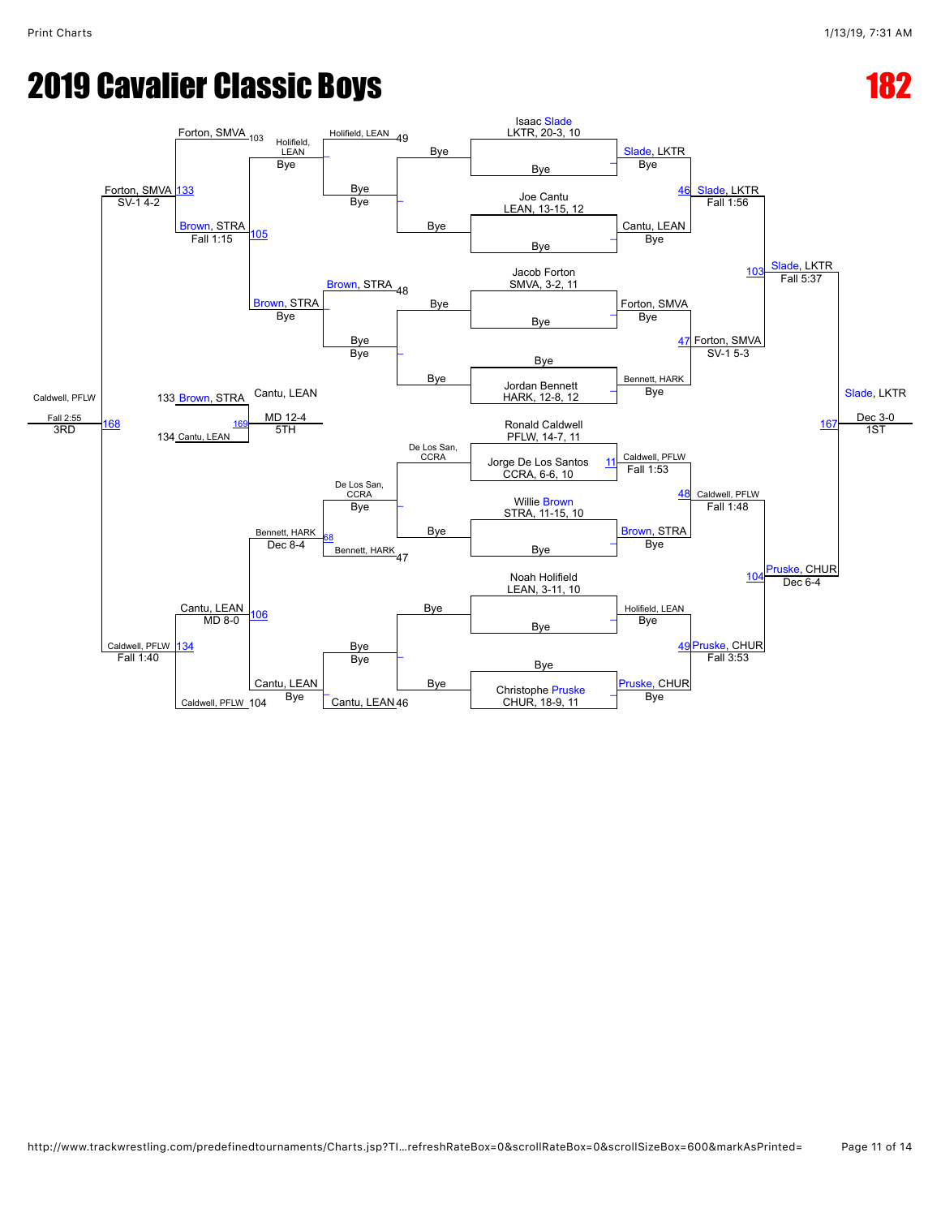# 2019 Cavalier Classic Boys

## 182

### Championship Bracket

**Upper half**

- Isaac Slade, LKTR, 20-3, 10 — Bye → Slade, LKTR (Bye)
- Joe Cantu, LEAN, 13-15, 12 — Bye → Cantu, LEAN (Bye)
- Match 46: Slade, LKTR over Cantu, LEAN — Fall 1:56
- Jacob Forton, SMVA, 3-2, 11 — Bye → Forton, SMVA (Bye)
- Jordan Bennett, HARK, 12-8, 12 — Bye → Bennett, HARK (Bye)
- Match 47: Forton, SMVA over Bennett, HARK — SV-1 5-3
- Match 103: Slade, LKTR over Forton, SMVA — Fall 5:37

**Lower half**

- Match 11: Ronald Caldwell, PFLW, 14-7, 11 over Jorge De Los Santos, CCRA, 6-6, 10 — Caldwell, PFLW, Fall 1:53
- Willie Brown, STRA, 11-15, 10 — Bye → Brown, STRA (Bye)
- Match 48: Caldwell, PFLW over Brown, STRA — Fall 1:48
- Noah Holifield, LEAN, 3-11, 10 — Bye → Holifield, LEAN (Bye)
- Christophe Pruske, CHUR, 18-9, 11 — Bye → Pruske, CHUR (Bye)
- Match 49: Pruske, CHUR over Holifield, LEAN — Fall 3:53
- Match 104: Pruske, CHUR over Caldwell, PFLW — Dec 6-4

**Final**

- Match 167: Slade, LKTR over Pruske, CHUR — Dec 3-0 — **1ST**

### Consolation Bracket

**Upper half**

- Holifield, LEAN (loser 49) — Bye
- Holifield, LEAN — Bye
- Brown, STRA (loser 48) — Bye
- Brown, STRA — Bye
- Match 105: Brown, STRA over Holifield, LEAN — Fall 1:15
- Forton, SMVA (loser 103)
- Match 133: Forton, SMVA over Brown, STRA — SV-1 4-2

**Lower half**

- De Los San, CCRA — Bye
- De Los San, CCRA — Bye
- Bennett, HARK (loser 47)
- Match 68: Bennett, HARK over De Los San, CCRA — Dec 8-4
- Cantu, LEAN (loser 46) — Bye
- Cantu, LEAN — Bye
- Match 106: Cantu, LEAN over Bennett, HARK — MD 8-0
- Caldwell, PFLW (loser 104)
- Match 134: Caldwell, PFLW over Cantu, LEAN — Fall 1:40

**3rd Place**

- Match 168: Caldwell, PFLW over Forton, SMVA — Fall 2:55 — **3RD**

**5th Place**

- Match 169: Cantu, LEAN (134) over Brown, STRA (133) — MD 12-4 — **5TH**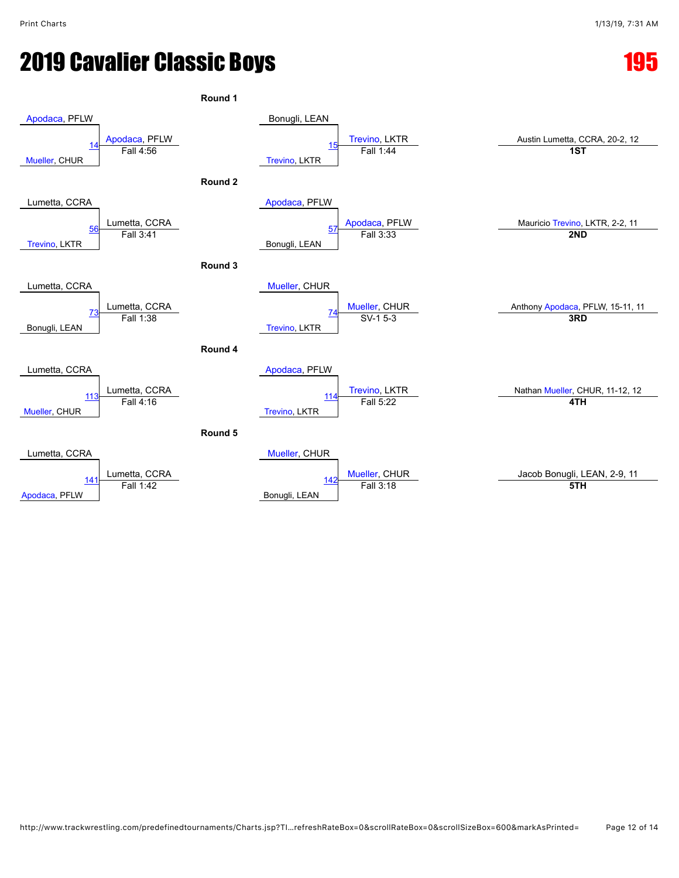# 2019 Cavalier Classic Boys

## 195

### Round 1

| Bout | Wrestler 1 | Wrestler 2 | Winner | Result |
|---|---|---|---|---|
| 14 | Apodaca, PFLW | Mueller, CHUR | Apodaca, PFLW | Fall 4:56 |
| 15 | Bonugli, LEAN | Trevino, LKTR | Trevino, LKTR | Fall 1:44 |

### Round 2

| Bout | Wrestler 1 | Wrestler 2 | Winner | Result |
|---|---|---|---|---|
| 56 | Lumetta, CCRA | Trevino, LKTR | Lumetta, CCRA | Fall 3:41 |
| 57 | Apodaca, PFLW | Bonugli, LEAN | Apodaca, PFLW | Fall 3:33 |

### Round 3

| Bout | Wrestler 1 | Wrestler 2 | Winner | Result |
|---|---|---|---|---|
| 73 | Lumetta, CCRA | Bonugli, LEAN | Lumetta, CCRA | Fall 1:38 |
| 74 | Mueller, CHUR | Trevino, LKTR | Mueller, CHUR | SV-1 5-3 |

### Round 4

| Bout | Wrestler 1 | Wrestler 2 | Winner | Result |
|---|---|---|---|---|
| 113 | Lumetta, CCRA | Mueller, CHUR | Lumetta, CCRA | Fall 4:16 |
| 114 | Apodaca, PFLW | Trevino, LKTR | Trevino, LKTR | Fall 5:22 |

### Round 5

| Bout | Wrestler 1 | Wrestler 2 | Winner | Result |
|---|---|---|---|---|
| 141 | Lumetta, CCRA | Apodaca, PFLW | Lumetta, CCRA | Fall 1:42 |
| 142 | Mueller, CHUR | Bonugli, LEAN | Mueller, CHUR | Fall 3:18 |

### Placements

| Place | Wrestler |
|---|---|
| 1ST | Austin Lumetta, CCRA, 20-2, 12 |
| 2ND | Mauricio Trevino, LKTR, 2-2, 11 |
| 3RD | Anthony Apodaca, PFLW, 15-11, 11 |
| 4TH | Nathan Mueller, CHUR, 11-12, 12 |
| 5TH | Jacob Bonugli, LEAN, 2-9, 11 |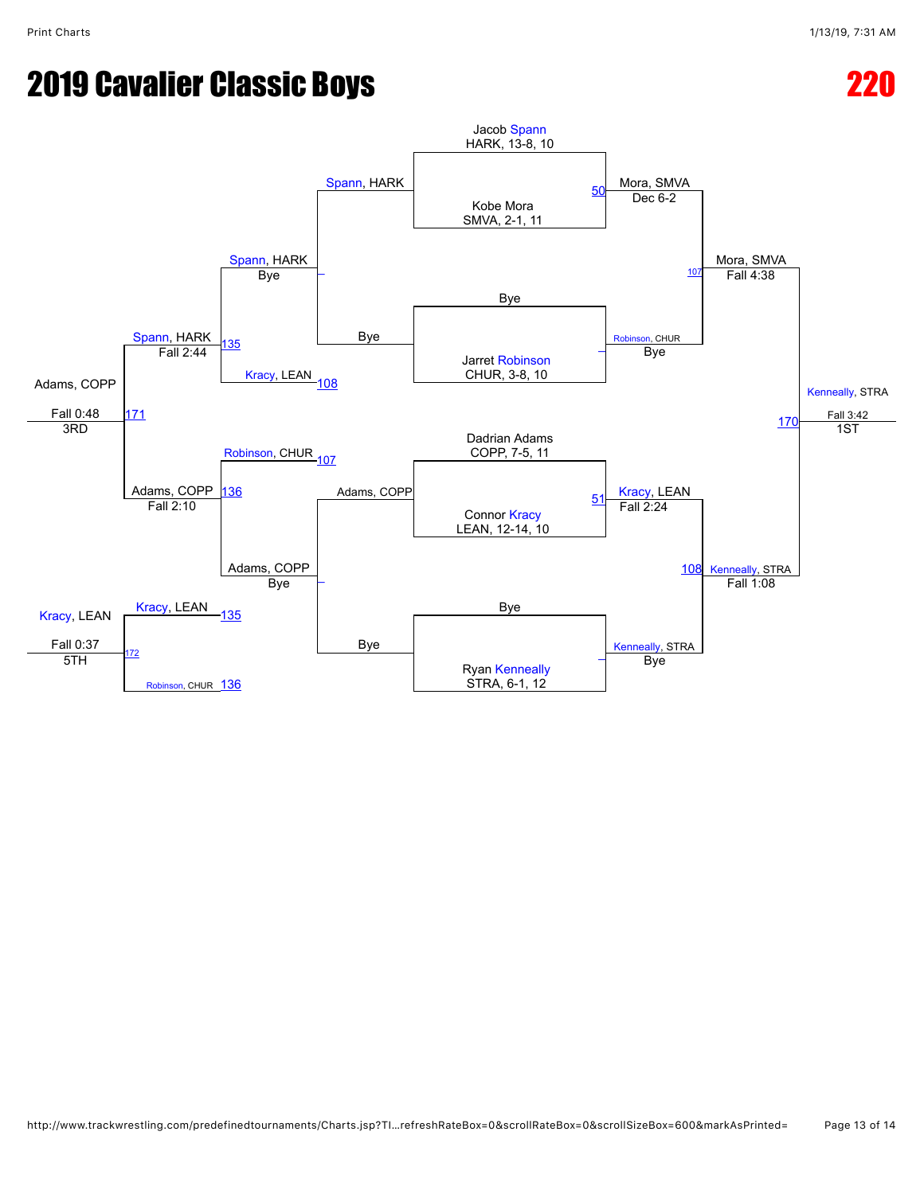# 2019 Cavalier Classic Boys

# 220

## Championship Bracket

**First Round**

- Jacob Spann, HARK, 13-8, 10 vs. Kobe Mora, SMVA, 2-1, 11 — Bout 50: Mora, SMVA, Dec 6-2
- Bye vs. Jarret Robinson, CHUR, 3-8, 10 — Robinson, CHUR, Bye
- Dadrian Adams, COPP, 7-5, 11 vs. Connor Kracy, LEAN, 12-14, 10 — Bout 51: Kracy, LEAN, Fall 2:24
- Bye vs. Ryan Kenneally, STRA, 6-1, 12 — Kenneally, STRA, Bye

**Semifinals**

- Bout 107: Mora, SMVA def. Robinson, CHUR — Mora, SMVA, Fall 4:38
- Bout 108: Kracy, LEAN vs. Kenneally, STRA — Kenneally, STRA, Fall 1:08

**Final**

- Bout 170: Mora, SMVA vs. Kenneally, STRA — Kenneally, STRA, Fall 3:42 — 1ST

## Consolation Bracket

- Spann, HARK vs. Bye — Spann, HARK
- Adams, COPP vs. Bye — Adams, COPP, Bye
- Bout 135: Spann, HARK vs. Kracy, LEAN (loser of 108) — Spann, HARK, Fall 2:44
- Bout 136: Robinson, CHUR (loser of 107) vs. Adams, COPP — Adams, COPP, Fall 2:10
- Bout 171: Spann, HARK vs. Adams, COPP — Adams, COPP, Fall 0:48 — 3RD
- Bout 172: Kracy, LEAN (loser of 135) vs. Robinson, CHUR (loser of 136) — Kracy, LEAN, Fall 0:37 — 5TH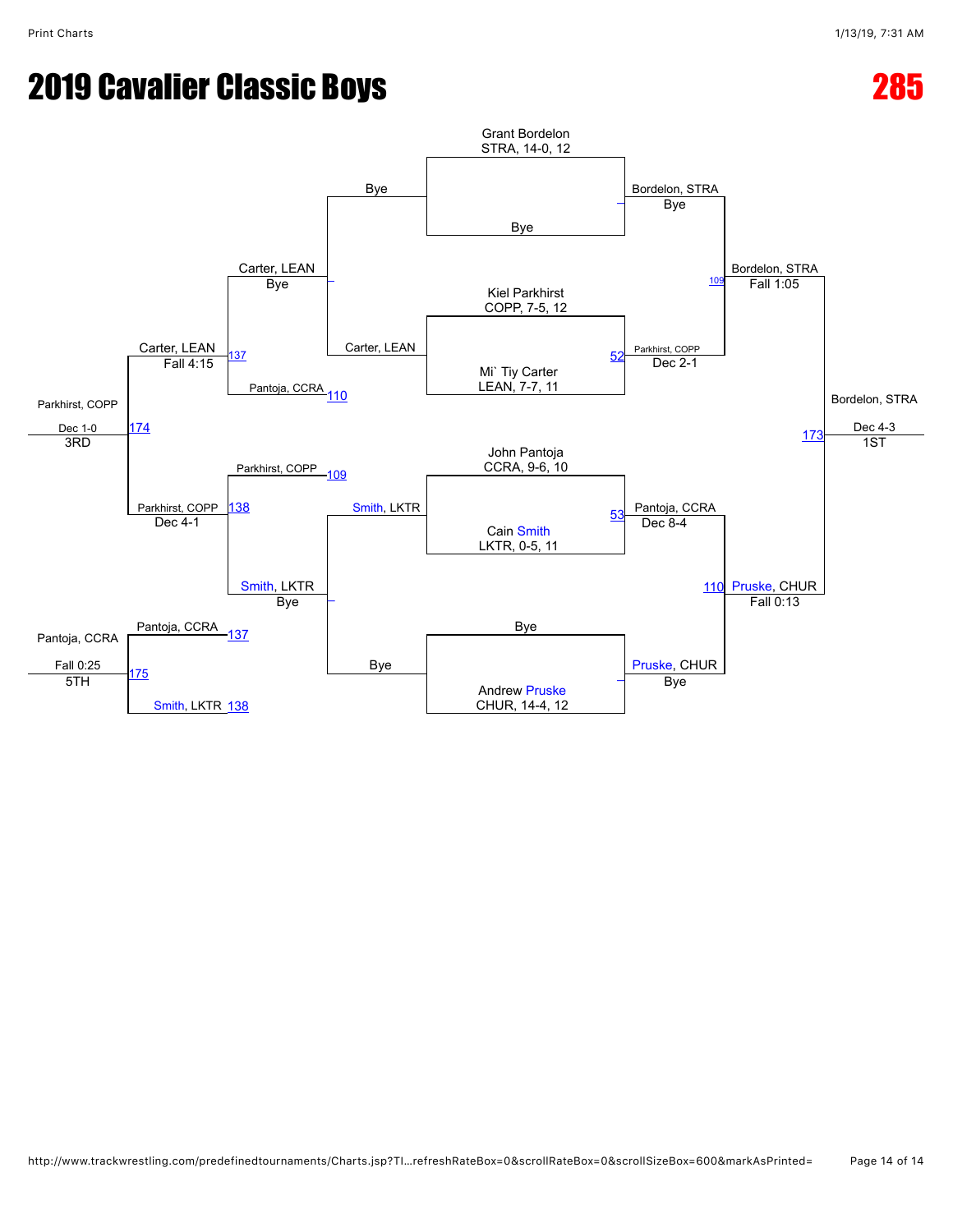# 2019 Cavalier Classic Boys

# 285

Grant Bordelon
STRA, 14-0, 12

Bye

Bordelon, STRA
Bye

Kiel Parkhirst
COPP, 7-5, 12

Mi` Tiy Carter
LEAN, 7-7, 11

52

Parkhirst, COPP
Dec 2-1

109

Bordelon, STRA
Fall 1:05

John Pantoja
CCRA, 9-6, 10

Cain Smith
LKTR, 0-5, 11

53

Pantoja, CCRA
Dec 8-4

Bye

Andrew Pruske
CHUR, 14-4, 12

Pruske, CHUR
Bye

110

Pruske, CHUR
Fall 0:13

173

Bordelon, STRA
Dec 4-3
1ST

Bye

Carter, LEAN

Carter, LEAN
Bye

137

Pantoja, CCRA 110

Carter, LEAN
Fall 4:15

Parkhirst, COPP 109

Smith, LKTR

Parkhirst, COPP 138
Dec 4-1

Smith, LKTR
Bye

Bye

174

Parkhirst, COPP
Dec 1-0
3RD

Pantoja, CCRA 137

Smith, LKTR 138

175

Pantoja, CCRA
Fall 0:25
5TH